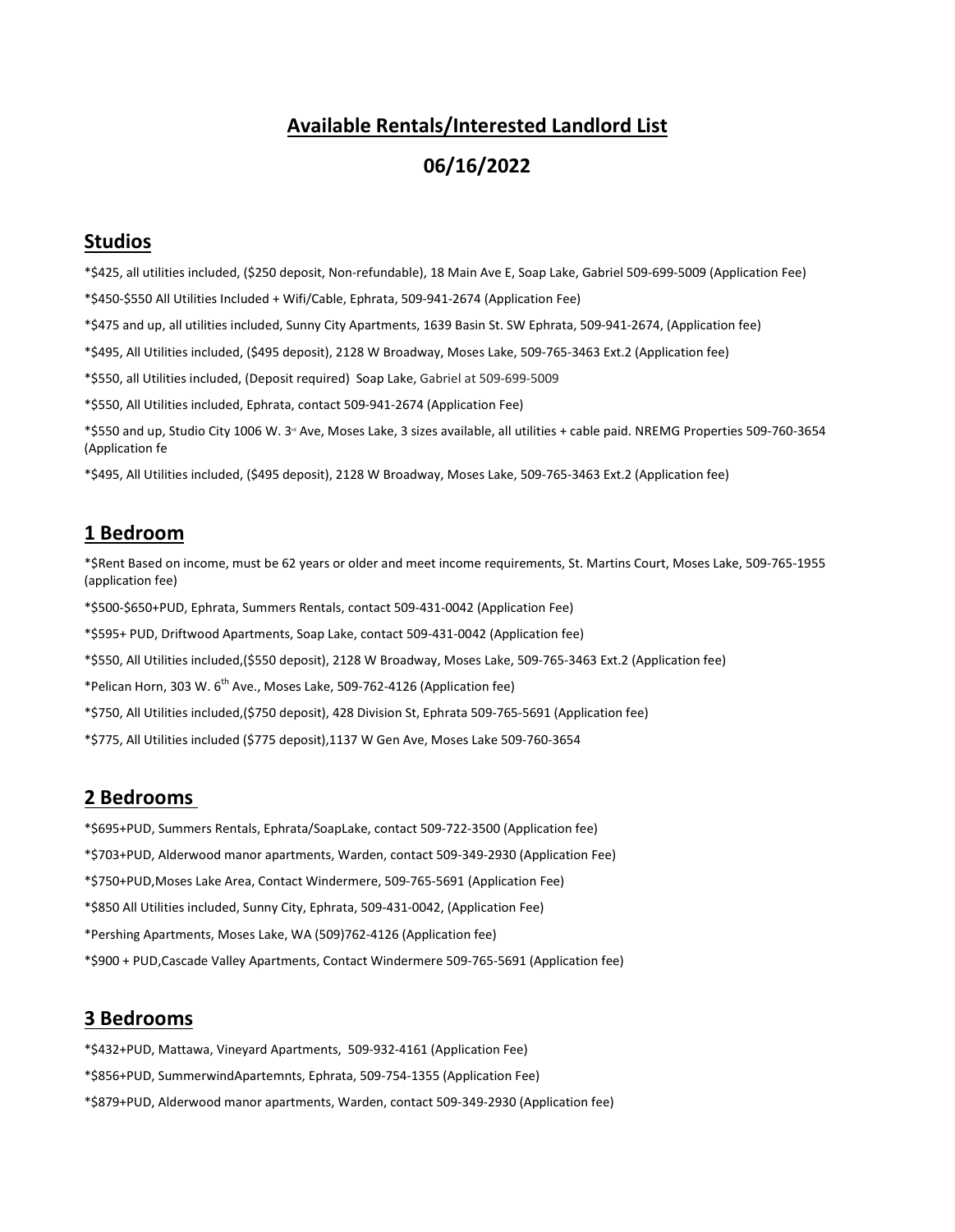# Available Rentals/Interested Landlord List

## 06/16/2022

## Studios

*$425, all utilities included, ($250 deposit, Non-refundable), 18 Main Ave E, Soap Lake, Gabriel 509-699-5009 (Application Fee)

*$450-$550 All Utilities Included + Wifi/Cable, Ephrata, 509-941-2674 (Application Fee)

*$475 and up, all utilities included, Sunny City Apartments, 1639 Basin St. SW Ephrata, 509-941-2674, (Application fee)

*$495, All Utilities included, ($495 deposit), 2128 W Broadway, Moses Lake, 509-765-3463 Ext.2 (Application fee)

*$550, all Utilities included, (Deposit required) Soap Lake, Gabriel at 509-699-5009

*$550, All Utilities included, Ephrata, contact 509-941-2674 (Application Fee)

*$550 and up, Studio City 1006 W. 3rd Ave, Moses Lake, 3 sizes available, all utilities + cable paid. NREMG Properties 509-760-3654 (Application fe

*$495, All Utilities included, ($495 deposit), 2128 W Broadway, Moses Lake, 509-765-3463 Ext.2 (Application fee)

## 1 Bedroom

*$Rent Based on income, must be 62 years or older and meet income requirements, St. Martins Court, Moses Lake, 509-765-1955 (application fee)

*$500-$650+PUD, Ephrata, Summers Rentals, contact 509-431-0042 (Application Fee)

*$595+ PUD, Driftwood Apartments, Soap Lake, contact 509-431-0042 (Application fee)

*$550, All Utilities included,($550 deposit), 2128 W Broadway, Moses Lake, 509-765-3463 Ext.2 (Application fee)

*Pelican Horn, 303 W. 6th Ave., Moses Lake, 509-762-4126 (Application fee)

*$750, All Utilities included,($750 deposit), 428 Division St, Ephrata 509-765-5691 (Application fee)

*$775, All Utilities included ($775 deposit),1137 W Gen Ave, Moses Lake 509-760-3654

## 2 Bedrooms

*$695+PUD, Summers Rentals, Ephrata/SoapLake, contact 509-722-3500 (Application fee)

*$703+PUD, Alderwood manor apartments, Warden, contact 509-349-2930 (Application Fee)

*$750+PUD,Moses Lake Area, Contact Windermere, 509-765-5691 (Application Fee)

*$850 All Utilities included, Sunny City, Ephrata, 509-431-0042, (Application Fee)

*Pershing Apartments, Moses Lake, WA (509)762-4126 (Application fee)

*$900 + PUD,Cascade Valley Apartments, Contact Windermere 509-765-5691 (Application fee)

## 3 Bedrooms

*$432+PUD, Mattawa, Vineyard Apartments, 509-932-4161 (Application Fee)

*$856+PUD, SummerwindApartemnts, Ephrata, 509-754-1355 (Application Fee)

*$879+PUD, Alderwood manor apartments, Warden, contact 509-349-2930 (Application fee)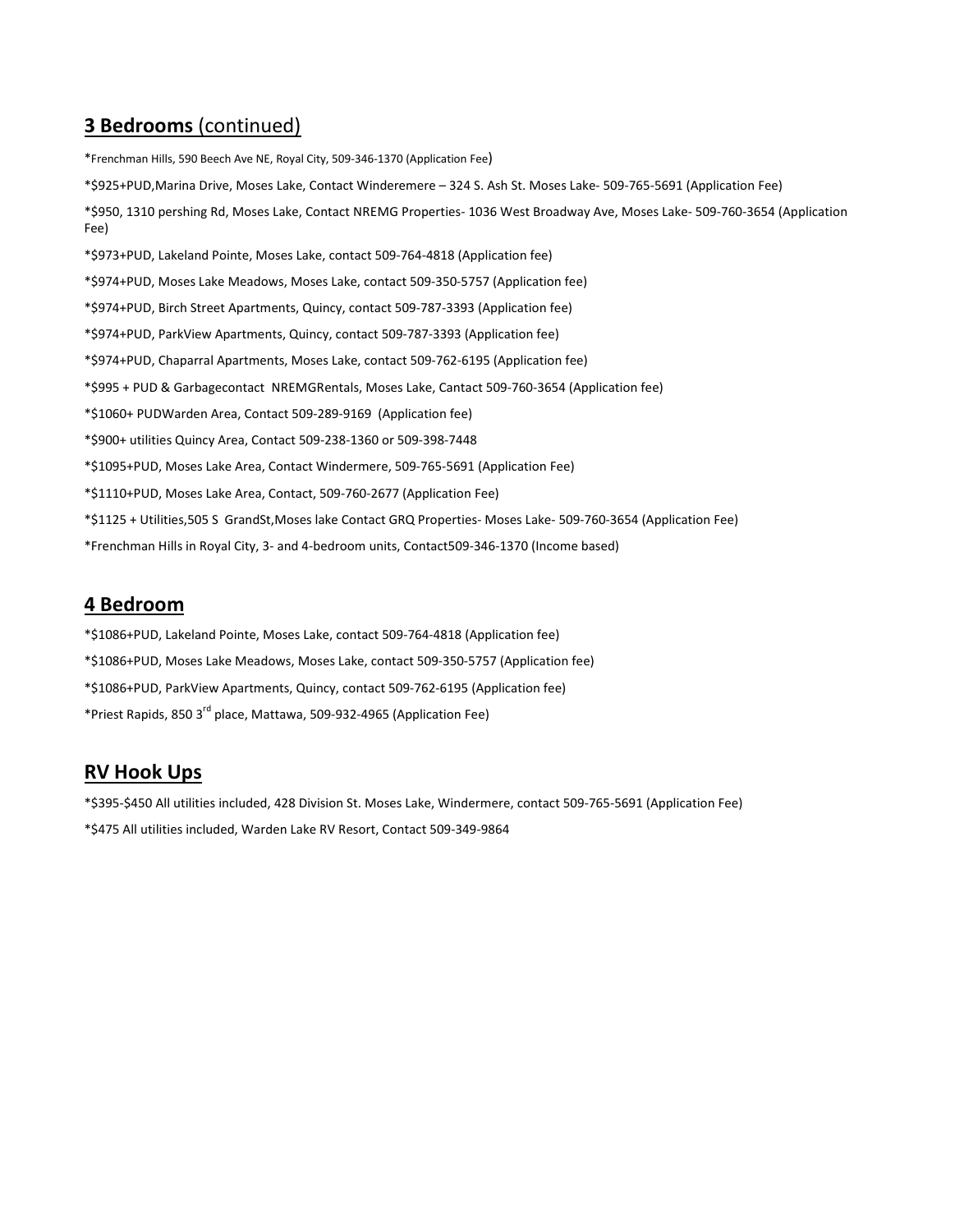## **3 Bedrooms** (continued)

*Frenchman Hills, 590 Beech Ave NE, Royal City, 509-346-1370 (Application Fee)

*$925+PUD,Marina Drive, Moses Lake, Contact Winderemere – 324 S. Ash St. Moses Lake- 509-765-5691 (Application Fee)

*$950, 1310 pershing Rd, Moses Lake, Contact NREMG Properties- 1036 West Broadway Ave, Moses Lake- 509-760-3654 (Application Fee)

*$973+PUD, Lakeland Pointe, Moses Lake, contact 509-764-4818 (Application fee)

*$974+PUD, Moses Lake Meadows, Moses Lake, contact 509-350-5757 (Application fee)

*$974+PUD, Birch Street Apartments, Quincy, contact 509-787-3393 (Application fee)

*$974+PUD, ParkView Apartments, Quincy, contact 509-787-3393 (Application fee)

*$974+PUD, Chaparral Apartments, Moses Lake, contact 509-762-6195 (Application fee)

*$995 + PUD & Garbagecontact NREMGRentals, Moses Lake, Cantact 509-760-3654 (Application fee)

*$1060+ PUDWarden Area, Contact 509-289-9169 (Application fee)

*$900+ utilities Quincy Area, Contact 509-238-1360 or 509-398-7448

*$1095+PUD, Moses Lake Area, Contact Windermere, 509-765-5691 (Application Fee)

*$1110+PUD, Moses Lake Area, Contact, 509-760-2677 (Application Fee)

*$1125 + Utilities,505 S GrandSt,Moses lake Contact GRQ Properties- Moses Lake- 509-760-3654 (Application Fee)

*Frenchman Hills in Royal City, 3- and 4-bedroom units, Contact509-346-1370 (Income based)

## **4 Bedroom**

*$1086+PUD, Lakeland Pointe, Moses Lake, contact 509-764-4818 (Application fee)

*$1086+PUD, Moses Lake Meadows, Moses Lake, contact 509-350-5757 (Application fee)

*$1086+PUD, ParkView Apartments, Quincy, contact 509-762-6195 (Application fee)

*Priest Rapids, 850 3rd place, Mattawa, 509-932-4965 (Application Fee)

## **RV Hook Ups**

*$395-$450 All utilities included, 428 Division St. Moses Lake, Windermere, contact 509-765-5691 (Application Fee)

*$475 All utilities included, Warden Lake RV Resort, Contact 509-349-9864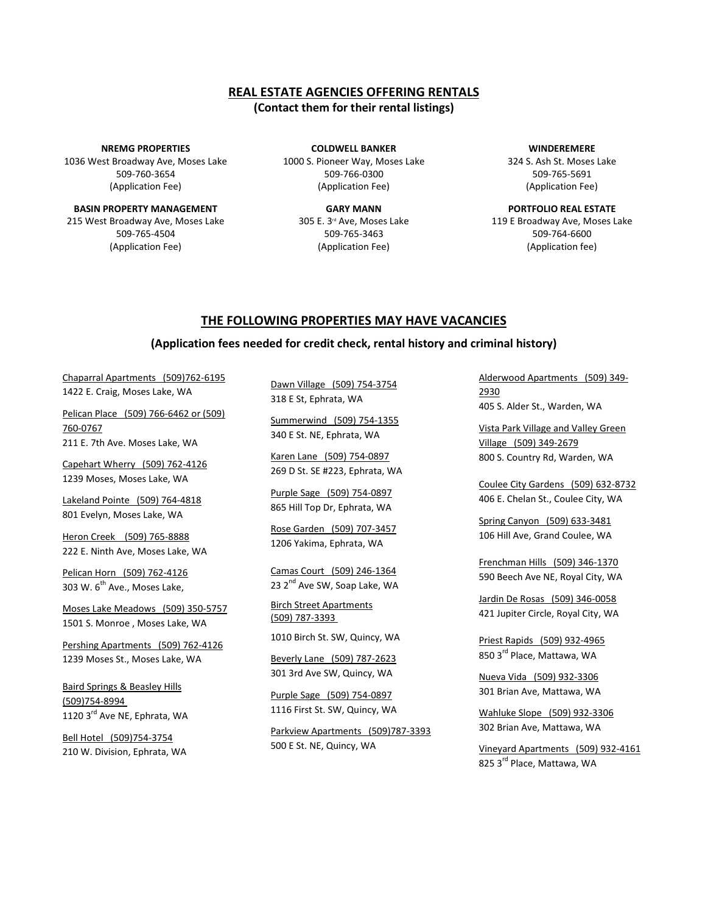## REAL ESTATE AGENCIES OFFERING RENTALS

**(Contact them for their rental listings)**

**NREMG PROPERTIES**
1036 West Broadway Ave, Moses Lake
509-760-3654
(Application Fee)

**BASIN PROPERTY MANAGEMENT**
215 West Broadway Ave, Moses Lake
509-765-4504
(Application Fee)

**COLDWELL BANKER**
1000 S. Pioneer Way, Moses Lake
509-766-0300
(Application Fee)

**GARY MANN**
305 E. 3rd Ave, Moses Lake
509-765-3463
(Application Fee)

**WINDEREMERE**
324 S. Ash St. Moses Lake
509-765-5691
(Application Fee)

**PORTFOLIO REAL ESTATE**
119 E Broadway Ave, Moses Lake
509-764-6600
(Application fee)

## THE FOLLOWING PROPERTIES MAY HAVE VACANCIES

**(Application fees needed for credit check, rental history and criminal history)**

Chaparral Apartments (509)762-6195
1422 E. Craig, Moses Lake, WA

Pelican Place (509) 766-6462 or (509) 760-0767
211 E. 7th Ave. Moses Lake, WA

Capehart Wherry (509) 762-4126
1239 Moses, Moses Lake, WA

Lakeland Pointe (509) 764-4818
801 Evelyn, Moses Lake, WA

Heron Creek (509) 765-8888
222 E. Ninth Ave, Moses Lake, WA

Pelican Horn (509) 762-4126
303 W. 6th Ave., Moses Lake,

Moses Lake Meadows (509) 350-5757
1501 S. Monroe , Moses Lake, WA

Pershing Apartments (509) 762-4126
1239 Moses St., Moses Lake, WA

Baird Springs & Beasley Hills (509)754-8994
1120 3rd Ave NE, Ephrata, WA

Bell Hotel (509)754-3754
210 W. Division, Ephrata, WA

Dawn Village (509) 754-3754
318 E St, Ephrata, WA

Summerwind (509) 754-1355
340 E St. NE, Ephrata, WA

Karen Lane (509) 754-0897
269 D St. SE #223, Ephrata, WA

Purple Sage (509) 754-0897
865 Hill Top Dr, Ephrata, WA

Rose Garden (509) 707-3457
1206 Yakima, Ephrata, WA

Camas Court (509) 246-1364
23 2nd Ave SW, Soap Lake, WA

Birch Street Apartments (509) 787-3393
1010 Birch St. SW, Quincy, WA

Beverly Lane (509) 787-2623
301 3rd Ave SW, Quincy, WA

Purple Sage (509) 754-0897
1116 First St. SW, Quincy, WA

Parkview Apartments (509)787-3393
500 E St. NE, Quincy, WA

Alderwood Apartments (509) 349-2930
405 S. Alder St., Warden, WA

Vista Park Village and Valley Green Village (509) 349-2679
800 S. Country Rd, Warden, WA

Coulee City Gardens (509) 632-8732
406 E. Chelan St., Coulee City, WA

Spring Canyon (509) 633-3481
106 Hill Ave, Grand Coulee, WA

Frenchman Hills (509) 346-1370
590 Beech Ave NE, Royal City, WA

Jardin De Rosas (509) 346-0058
421 Jupiter Circle, Royal City, WA

Priest Rapids (509) 932-4965
850 3rd Place, Mattawa, WA

Nueva Vida (509) 932-3306
301 Brian Ave, Mattawa, WA

Wahluke Slope (509) 932-3306
302 Brian Ave, Mattawa, WA

Vineyard Apartments (509) 932-4161
825 3rd Place, Mattawa, WA